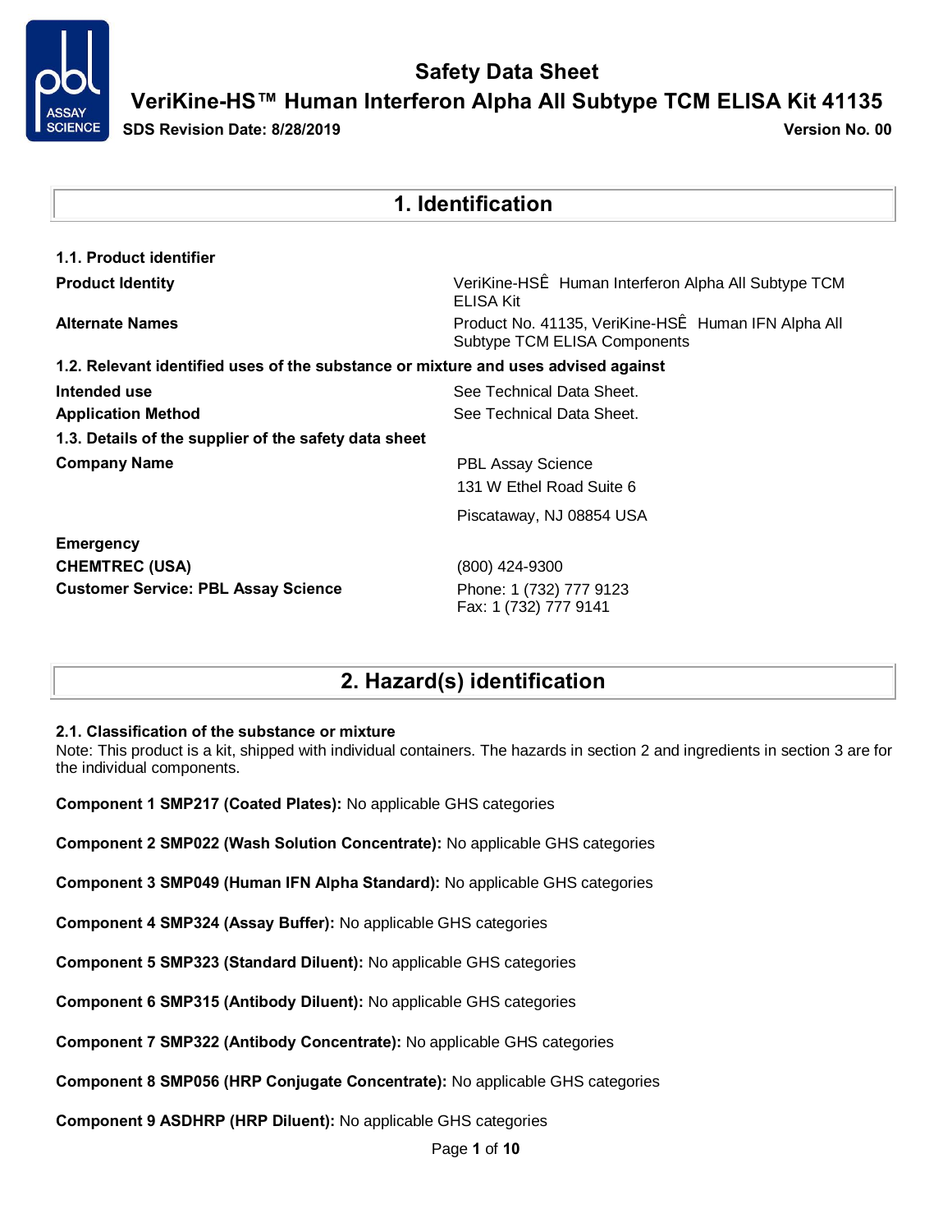# Safety Data Sheet

## VeriKine-HS™ Human Interferon Alpha All Subtype TCM ELISA Kit 41135

**SDS Revision Date: 8/28/2019** **Version No. 00**

## 1. Identification

**1.1. Product identifier**

| | |
|---|---|
| **Product Identity** | VeriKine-HSÊ Human Interferon Alpha All Subtype TCM ELISA Kit |
| **Alternate Names** | Product No. 41135, VeriKine-HSÊ Human IFN Alpha All Subtype TCM ELISA Components |

**1.2. Relevant identified uses of the substance or mixture and uses advised against**

| | |
|---|---|
| **Intended use** | See Technical Data Sheet. |
| **Application Method** | See Technical Data Sheet. |

**1.3. Details of the supplier of the safety data sheet**

| | |
|---|---|
| **Company Name** | PBL Assay Science<br>131 W Ethel Road Suite 6<br>Piscataway, NJ 08854 USA |
| **Emergency** | |
| **CHEMTREC (USA)** | (800) 424-9300 |
| **Customer Service: PBL Assay Science** | Phone: 1 (732) 777 9123<br>Fax: 1 (732) 777 9141 |

## 2. Hazard(s) identification

**2.1. Classification of the substance or mixture**

Note: This product is a kit, shipped with individual containers. The hazards in section 2 and ingredients in section 3 are for the individual components.

**Component 1 SMP217 (Coated Plates):** No applicable GHS categories

**Component 2 SMP022 (Wash Solution Concentrate):** No applicable GHS categories

**Component 3 SMP049 (Human IFN Alpha Standard):** No applicable GHS categories

**Component 4 SMP324 (Assay Buffer):** No applicable GHS categories

**Component 5 SMP323 (Standard Diluent):** No applicable GHS categories

**Component 6 SMP315 (Antibody Diluent):** No applicable GHS categories

**Component 7 SMP322 (Antibody Concentrate):** No applicable GHS categories

**Component 8 SMP056 (HRP Conjugate Concentrate):** No applicable GHS categories

**Component 9 ASDHRP (HRP Diluent):** No applicable GHS categories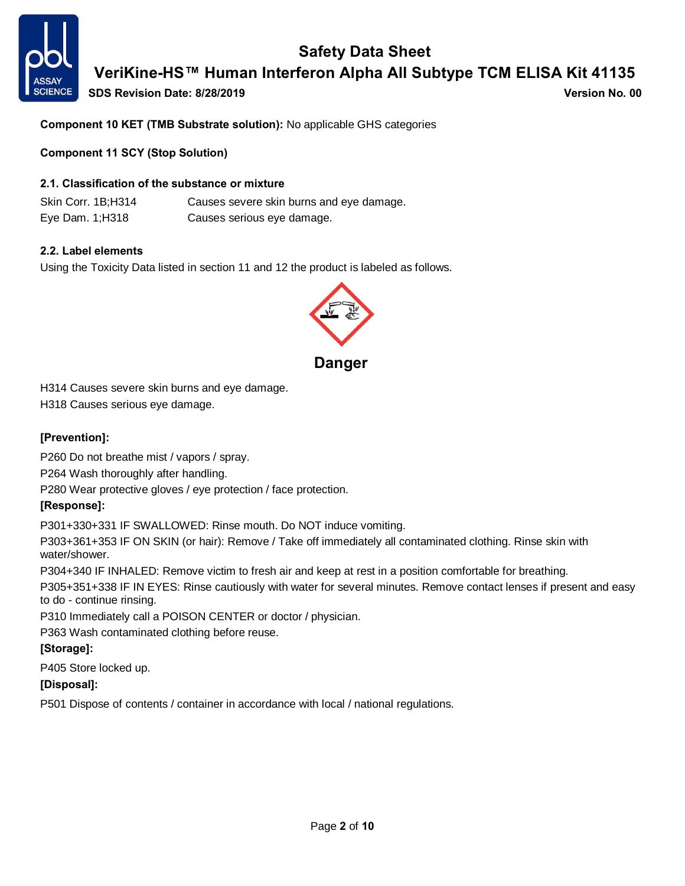**Component 10 KET (TMB Substrate solution):** No applicable GHS categories

**Component 11 SCY (Stop Solution)**

### 2.1. Classification of the substance or mixture

| | |
|---|---|
| Skin Corr. 1B;H314 | Causes severe skin burns and eye damage. |
| Eye Dam. 1;H318 | Causes serious eye damage. |

### 2.2. Label elements

Using the Toxicity Data listed in section 11 and 12 the product is labeled as follows.

**Danger**

H314 Causes severe skin burns and eye damage.

H318 Causes serious eye damage.

**[Prevention]:**

P260 Do not breathe mist / vapors / spray.

P264 Wash thoroughly after handling.

P280 Wear protective gloves / eye protection / face protection.

**[Response]:**

P301+330+331 IF SWALLOWED: Rinse mouth. Do NOT induce vomiting.

P303+361+353 IF ON SKIN (or hair): Remove / Take off immediately all contaminated clothing. Rinse skin with water/shower.

P304+340 IF INHALED: Remove victim to fresh air and keep at rest in a position comfortable for breathing.

P305+351+338 IF IN EYES: Rinse cautiously with water for several minutes. Remove contact lenses if present and easy to do - continue rinsing.

P310 Immediately call a POISON CENTER or doctor / physician.

P363 Wash contaminated clothing before reuse.

**[Storage]:**

P405 Store locked up.

**[Disposal]:**

P501 Dispose of contents / container in accordance with local / national regulations.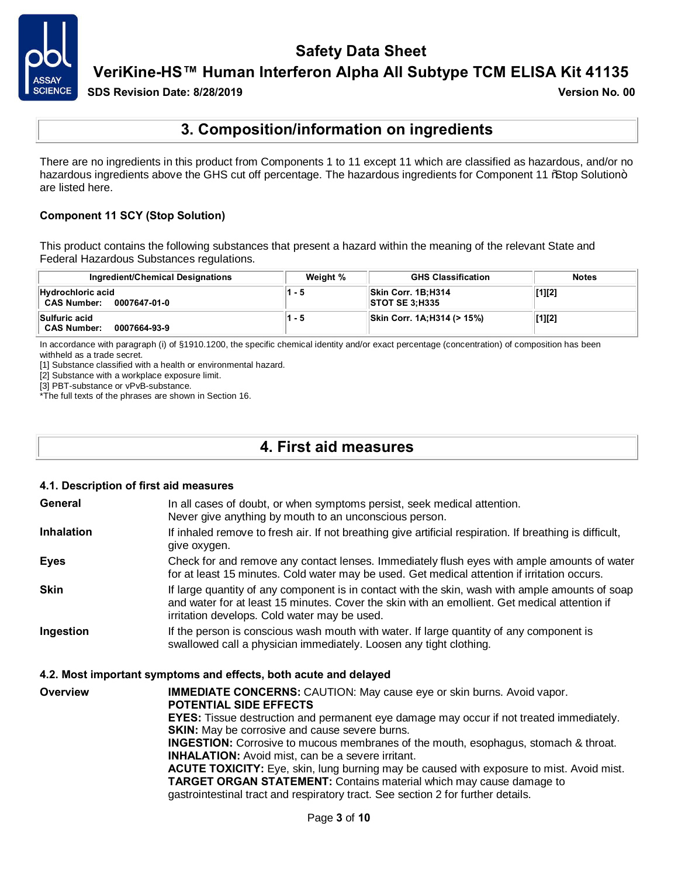## 3. Composition/information on ingredients

There are no ingredients in this product from Components 1 to 11 except 11 which are classified as hazardous, and/or no hazardous ingredients above the GHS cut off percentage. The hazardous ingredients for Component 11 "Stop Solution" are listed here.

**Component 11 SCY (Stop Solution)**

This product contains the following substances that present a hazard within the meaning of the relevant State and Federal Hazardous Substances regulations.

| Ingredient/Chemical Designations | Weight % | GHS Classification | Notes |
|---|---|---|---|
| **Hydrochloric acid**<br>**CAS Number: 0007647-01-0** | **1 - 5** | **Skin Corr. 1B;H314**<br>**STOT SE 3;H335** | **[1][2]** |
| **Sulfuric acid**<br>**CAS Number: 0007664-93-9** | **1 - 5** | **Skin Corr. 1A;H314 (> 15%)** | **[1][2]** |

In accordance with paragraph (i) of §1910.1200, the specific chemical identity and/or exact percentage (concentration) of composition has been withheld as a trade secret.
[1] Substance classified with a health or environmental hazard.
[2] Substance with a workplace exposure limit.
[3] PBT-substance or vPvB-substance.
*The full texts of the phrases are shown in Section 16.

## 4. First aid measures

### 4.1. Description of first aid measures

**General** — In all cases of doubt, or when symptoms persist, seek medical attention. Never give anything by mouth to an unconscious person.

**Inhalation** — If inhaled remove to fresh air. If not breathing give artificial respiration. If breathing is difficult, give oxygen.

**Eyes** — Check for and remove any contact lenses. Immediately flush eyes with ample amounts of water for at least 15 minutes. Cold water may be used. Get medical attention if irritation occurs.

**Skin** — If large quantity of any component is in contact with the skin, wash with ample amounts of soap and water for at least 15 minutes. Cover the skin with an emollient. Get medical attention if irritation develops. Cold water may be used.

**Ingestion** — If the person is conscious wash mouth with water. If large quantity of any component is swallowed call a physician immediately. Loosen any tight clothing.

### 4.2. Most important symptoms and effects, both acute and delayed

**Overview**

**IMMEDIATE CONCERNS:** CAUTION: May cause eye or skin burns. Avoid vapor.
**POTENTIAL SIDE EFFECTS**
**EYES:** Tissue destruction and permanent eye damage may occur if not treated immediately.
**SKIN:** May be corrosive and cause severe burns.
**INGESTION:** Corrosive to mucous membranes of the mouth, esophagus, stomach & throat.
**INHALATION:** Avoid mist, can be a severe irritant.
**ACUTE TOXICITY:** Eye, skin, lung burning may be caused with exposure to mist. Avoid mist.
**TARGET ORGAN STATEMENT:** Contains material which may cause damage to gastrointestinal tract and respiratory tract. See section 2 for further details.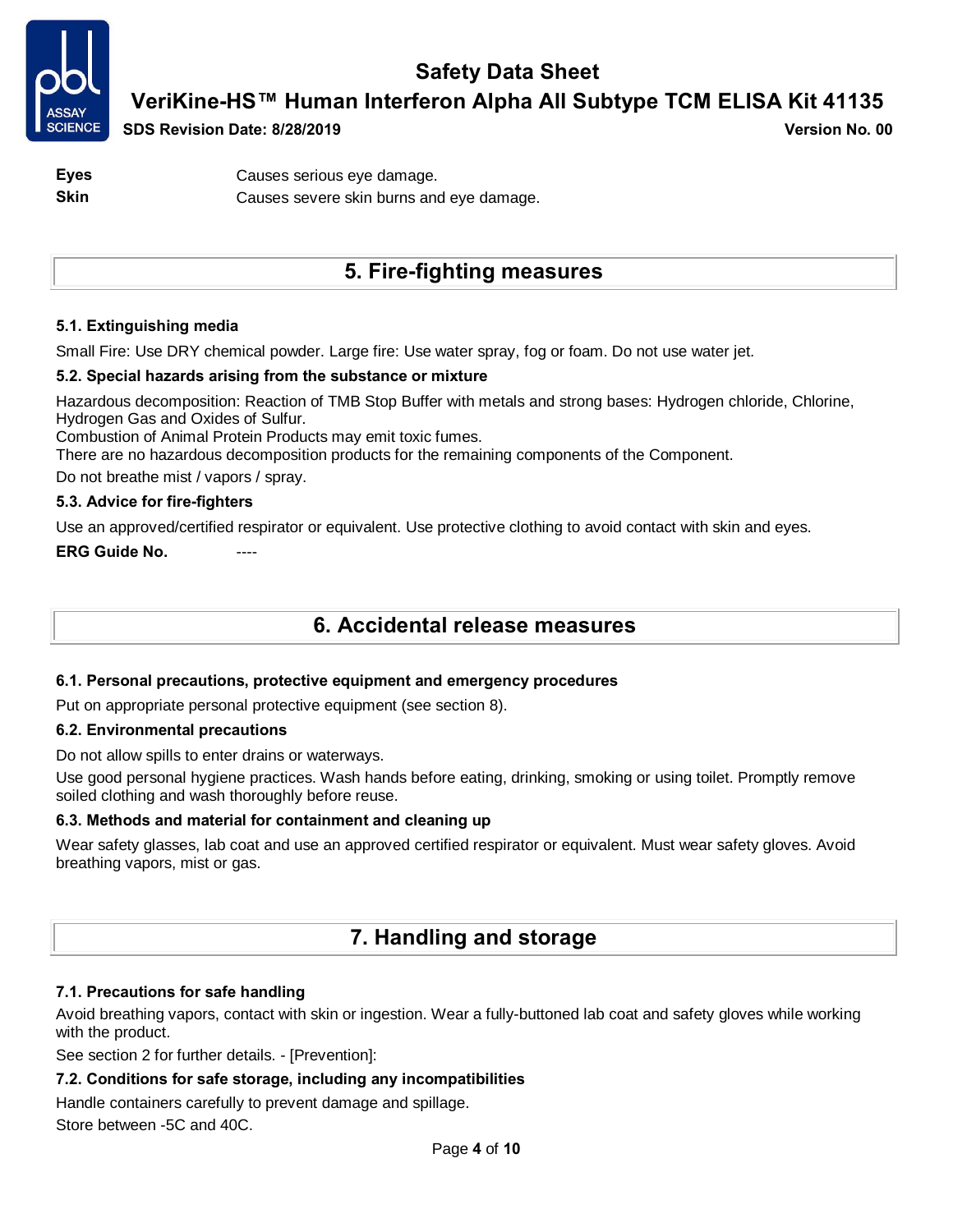| | |
|---|---|
| **Eyes** | Causes serious eye damage. |
| **Skin** | Causes severe skin burns and eye damage. |

## 5. Fire-fighting measures

### 5.1. Extinguishing media

Small Fire: Use DRY chemical powder. Large fire: Use water spray, fog or foam. Do not use water jet.

### 5.2. Special hazards arising from the substance or mixture

Hazardous decomposition: Reaction of TMB Stop Buffer with metals and strong bases: Hydrogen chloride, Chlorine, Hydrogen Gas and Oxides of Sulfur.
Combustion of Animal Protein Products may emit toxic fumes.
There are no hazardous decomposition products for the remaining components of the Component.

Do not breathe mist / vapors / spray.

### 5.3. Advice for fire-fighters

Use an approved/certified respirator or equivalent. Use protective clothing to avoid contact with skin and eyes.

**ERG Guide No.** ----

## 6. Accidental release measures

### 6.1. Personal precautions, protective equipment and emergency procedures

Put on appropriate personal protective equipment (see section 8).

### 6.2. Environmental precautions

Do not allow spills to enter drains or waterways.

Use good personal hygiene practices. Wash hands before eating, drinking, smoking or using toilet. Promptly remove soiled clothing and wash thoroughly before reuse.

### 6.3. Methods and material for containment and cleaning up

Wear safety glasses, lab coat and use an approved certified respirator or equivalent. Must wear safety gloves. Avoid breathing vapors, mist or gas.

## 7. Handling and storage

### 7.1. Precautions for safe handling

Avoid breathing vapors, contact with skin or ingestion. Wear a fully-buttoned lab coat and safety gloves while working with the product.

See section 2 for further details. - [Prevention]:

### 7.2. Conditions for safe storage, including any incompatibilities

Handle containers carefully to prevent damage and spillage.

Store between -5C and 40C.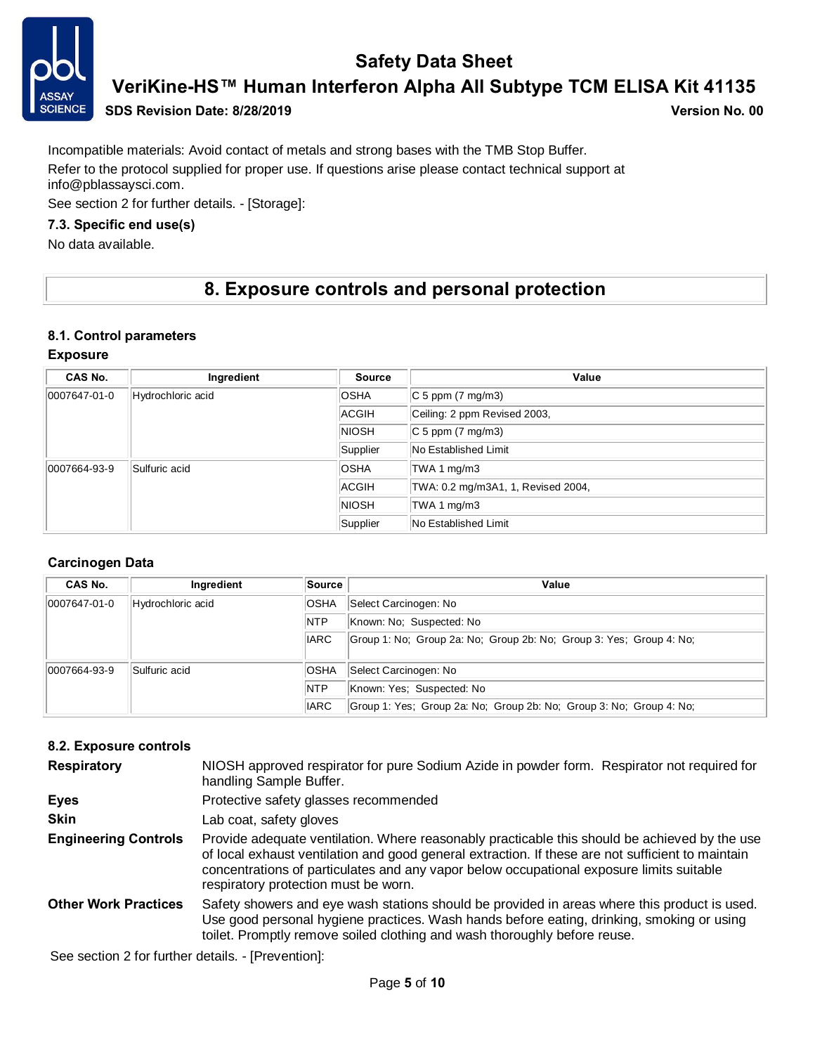Incompatible materials: Avoid contact of metals and strong bases with the TMB Stop Buffer.

Refer to the protocol supplied for proper use. If questions arise please contact technical support at info@pblassaysci.com.

See section 2 for further details. - [Storage]:

### 7.3. Specific end use(s)

No data available.

## 8. Exposure controls and personal protection

### 8.1. Control parameters

**Exposure**

| CAS No. | Ingredient | Source | Value |
|---|---|---|---|
| 0007647-01-0 | Hydrochloric acid | OSHA | C 5 ppm (7 mg/m3) |
| | | ACGIH | Ceiling: 2 ppm Revised 2003, |
| | | NIOSH | C 5 ppm (7 mg/m3) |
| | | Supplier | No Established Limit |
| 0007664-93-9 | Sulfuric acid | OSHA | TWA 1 mg/m3 |
| | | ACGIH | TWA: 0.2 mg/m3A1, 1, Revised 2004, |
| | | NIOSH | TWA 1 mg/m3 |
| | | Supplier | No Established Limit |

**Carcinogen Data**

| CAS No. | Ingredient | Source | Value |
|---|---|---|---|
| 0007647-01-0 | Hydrochloric acid | OSHA | Select Carcinogen: No |
| | | NTP | Known: No; Suspected: No |
| | | IARC | Group 1: No; Group 2a: No; Group 2b: No; Group 3: Yes; Group 4: No; |
| 0007664-93-9 | Sulfuric acid | OSHA | Select Carcinogen: No |
| | | NTP | Known: Yes; Suspected: No |
| | | IARC | Group 1: Yes; Group 2a: No; Group 2b: No; Group 3: No; Group 4: No; |

### 8.2. Exposure controls

**Respiratory** NIOSH approved respirator for pure Sodium Azide in powder form. Respirator not required for handling Sample Buffer.

**Eyes** Protective safety glasses recommended

**Skin** Lab coat, safety gloves

**Engineering Controls** Provide adequate ventilation. Where reasonably practicable this should be achieved by the use of local exhaust ventilation and good general extraction. If these are not sufficient to maintain concentrations of particulates and any vapor below occupational exposure limits suitable respiratory protection must be worn.

**Other Work Practices** Safety showers and eye wash stations should be provided in areas where this product is used. Use good personal hygiene practices. Wash hands before eating, drinking, smoking or using toilet. Promptly remove soiled clothing and wash thoroughly before reuse.

See section 2 for further details. - [Prevention]: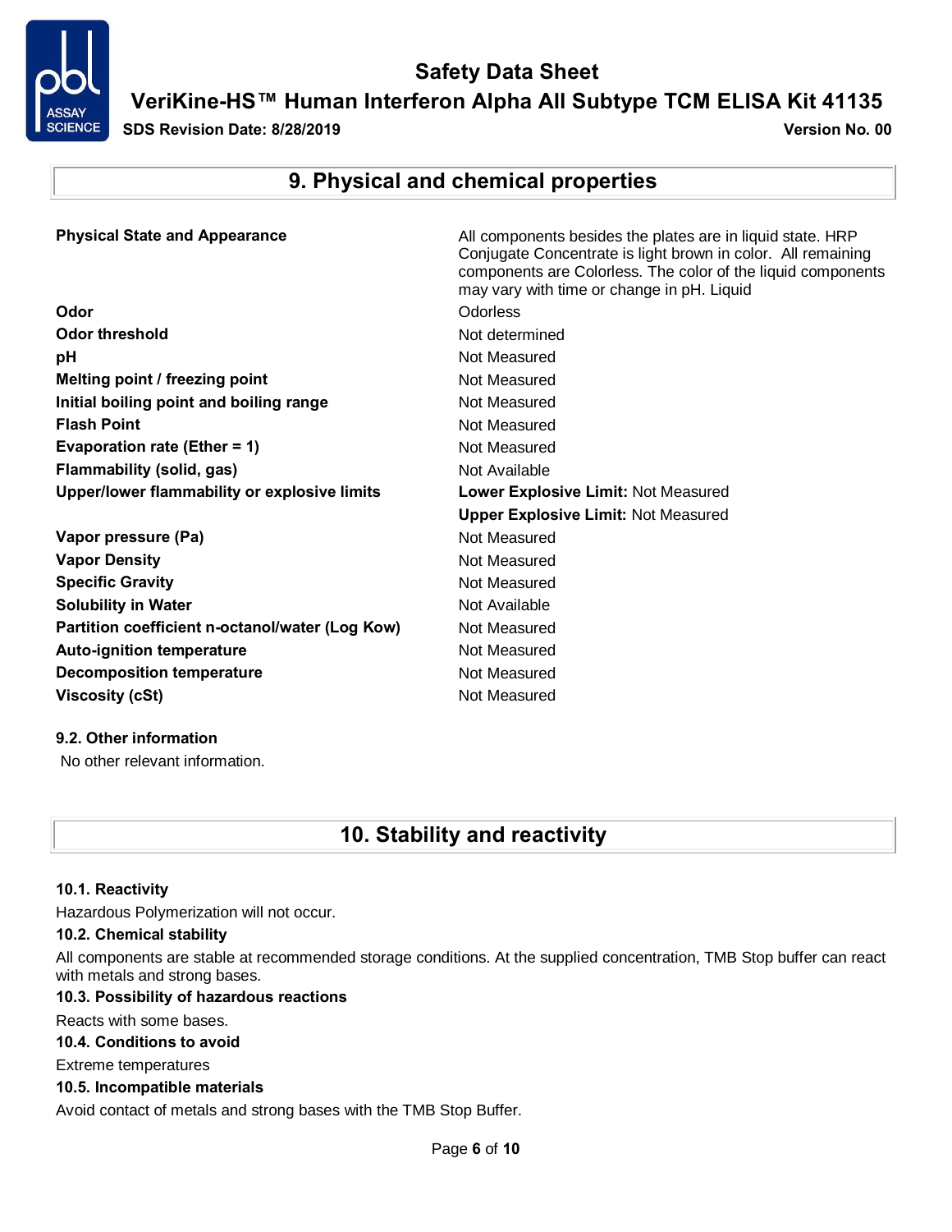## 9. Physical and chemical properties

| Property | Value |
|---|---|
| **Physical State and Appearance** | All components besides the plates are in liquid state. HRP Conjugate Concentrate is light brown in color. All remaining components are Colorless. The color of the liquid components may vary with time or change in pH. Liquid |
| **Odor** | Odorless |
| **Odor threshold** | Not determined |
| **pH** | Not Measured |
| **Melting point / freezing point** | Not Measured |
| **Initial boiling point and boiling range** | Not Measured |
| **Flash Point** | Not Measured |
| **Evaporation rate (Ether = 1)** | Not Measured |
| **Flammability (solid, gas)** | Not Available |
| **Upper/lower flammability or explosive limits** | **Lower Explosive Limit:** Not Measured<br>**Upper Explosive Limit:** Not Measured |
| **Vapor pressure (Pa)** | Not Measured |
| **Vapor Density** | Not Measured |
| **Specific Gravity** | Not Measured |
| **Solubility in Water** | Not Available |
| **Partition coefficient n-octanol/water (Log Kow)** | Not Measured |
| **Auto-ignition temperature** | Not Measured |
| **Decomposition temperature** | Not Measured |
| **Viscosity (cSt)** | Not Measured |

### 9.2. Other information

No other relevant information.

## 10. Stability and reactivity

### 10.1. Reactivity

Hazardous Polymerization will not occur.

### 10.2. Chemical stability

All components are stable at recommended storage conditions. At the supplied concentration, TMB Stop buffer can react with metals and strong bases.

### 10.3. Possibility of hazardous reactions

Reacts with some bases.

### 10.4. Conditions to avoid

Extreme temperatures

### 10.5. Incompatible materials

Avoid contact of metals and strong bases with the TMB Stop Buffer.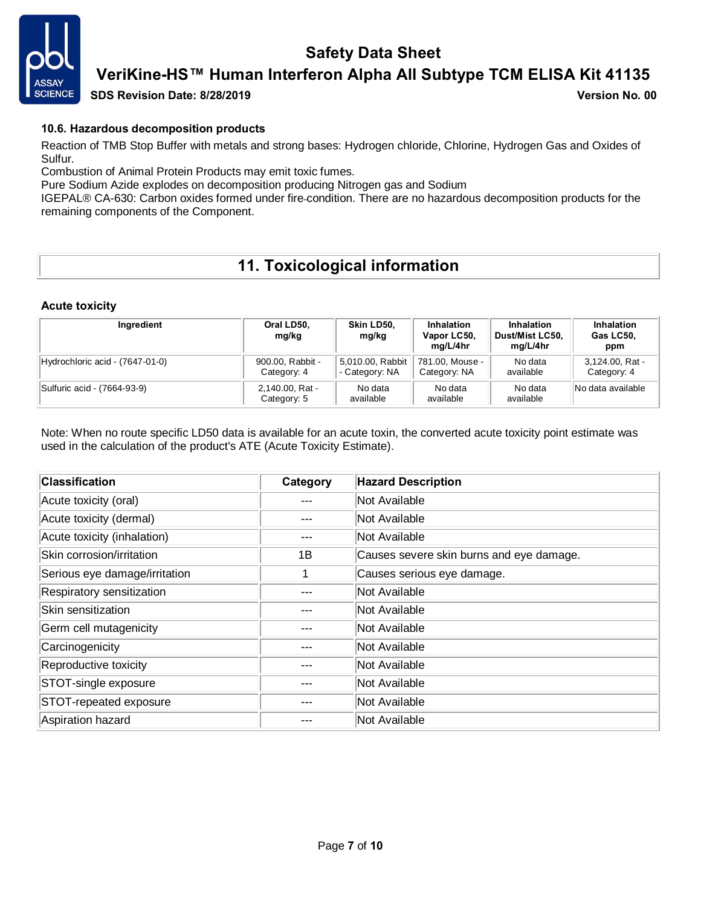#### 10.6. Hazardous decomposition products

Reaction of TMB Stop Buffer with metals and strong bases: Hydrogen chloride, Chlorine, Hydrogen Gas and Oxides of Sulfur.
Combustion of Animal Protein Products may emit toxic fumes.
Pure Sodium Azide explodes on decomposition producing Nitrogen gas and Sodium
IGEPAL® CA-630: Carbon oxides formed under fire condition. There are no hazardous decomposition products for the remaining components of the Component.

## 11. Toxicological information

#### Acute toxicity

| Ingredient | Oral LD50, mg/kg | Skin LD50, mg/kg | Inhalation Vapor LC50, mg/L/4hr | Inhalation Dust/Mist LC50, mg/L/4hr | Inhalation Gas LC50, ppm |
|---|---|---|---|---|---|
| Hydrochloric acid - (7647-01-0) | 900.00, Rabbit - Category: 4 | 5,010.00, Rabbit - Category: NA | 781.00, Mouse - Category: NA | No data available | 3,124.00, Rat - Category: 4 |
| Sulfuric acid - (7664-93-9) | 2,140.00, Rat - Category: 5 | No data available | No data available | No data available | No data available |

Note: When no route specific LD50 data is available for an acute toxin, the converted acute toxicity point estimate was used in the calculation of the product's ATE (Acute Toxicity Estimate).

| Classification | Category | Hazard Description |
|---|---|---|
| Acute toxicity (oral) | --- | Not Available |
| Acute toxicity (dermal) | --- | Not Available |
| Acute toxicity (inhalation) | --- | Not Available |
| Skin corrosion/irritation | 1B | Causes severe skin burns and eye damage. |
| Serious eye damage/irritation | 1 | Causes serious eye damage. |
| Respiratory sensitization | --- | Not Available |
| Skin sensitization | --- | Not Available |
| Germ cell mutagenicity | --- | Not Available |
| Carcinogenicity | --- | Not Available |
| Reproductive toxicity | --- | Not Available |
| STOT-single exposure | --- | Not Available |
| STOT-repeated exposure | --- | Not Available |
| Aspiration hazard | --- | Not Available |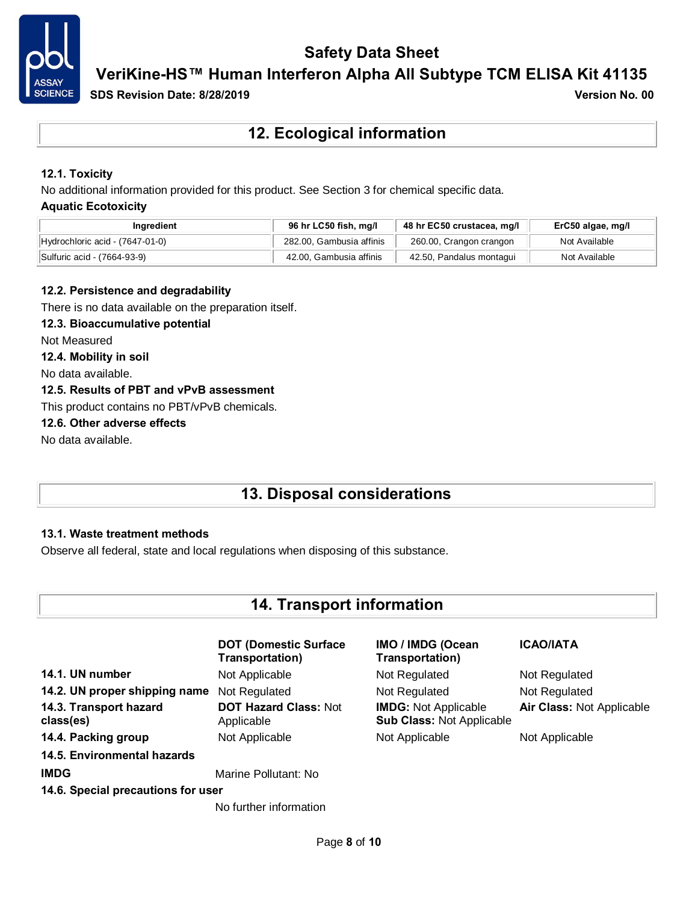## 12. Ecological information

### 12.1. Toxicity

No additional information provided for this product. See Section 3 for chemical specific data.

**Aquatic Ecotoxicity**

| Ingredient | 96 hr LC50 fish, mg/l | 48 hr EC50 crustacea, mg/l | ErC50 algae, mg/l |
|---|---|---|---|
| Hydrochloric acid - (7647-01-0) | 282.00, Gambusia affinis | 260.00, Crangon crangon | Not Available |
| Sulfuric acid - (7664-93-9) | 42.00, Gambusia affinis | 42.50, Pandalus montagui | Not Available |

### 12.2. Persistence and degradability

There is no data available on the preparation itself.

### 12.3. Bioaccumulative potential

Not Measured

### 12.4. Mobility in soil

No data available.

### 12.5. Results of PBT and vPvB assessment

This product contains no PBT/vPvB chemicals.

### 12.6. Other adverse effects

No data available.

## 13. Disposal considerations

### 13.1. Waste treatment methods

Observe all federal, state and local regulations when disposing of this substance.

## 14. Transport information

| | DOT (Domestic Surface Transportation) | IMO / IMDG (Ocean Transportation) | ICAO/IATA |
|---|---|---|---|
| **14.1. UN number** | Not Applicable | Not Regulated | Not Regulated |
| **14.2. UN proper shipping name** | Not Regulated | Not Regulated | Not Regulated |
| **14.3. Transport hazard class(es)** | **DOT Hazard Class:** Not Applicable | **IMDG:** Not Applicable **Sub Class:** Not Applicable | **Air Class:** Not Applicable |
| **14.4. Packing group** | Not Applicable | Not Applicable | Not Applicable |

**14.5. Environmental hazards**

**IMDG** Marine Pollutant: No

**14.6. Special precautions for user**

No further information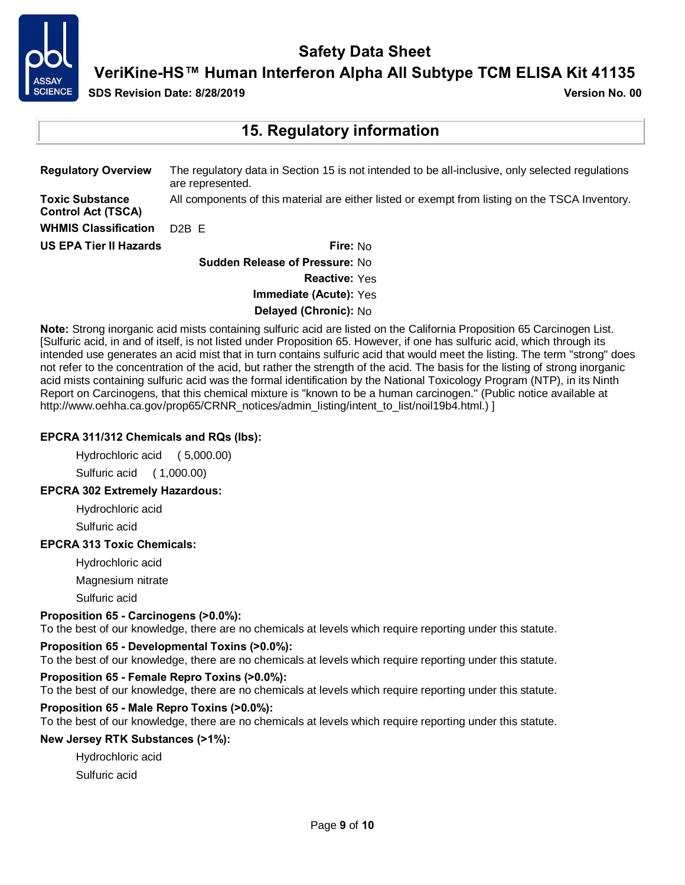## 15. Regulatory information

**Regulatory Overview** The regulatory data in Section 15 is not intended to be all-inclusive, only selected regulations are represented.

**Toxic Substance Control Act (TSCA)** All components of this material are either listed or exempt from listing on the TSCA Inventory.

**WHMIS Classification** D2B E

**US EPA Tier II Hazards**

**Fire:** No

**Sudden Release of Pressure:** No

**Reactive:** Yes

**Immediate (Acute):** Yes

**Delayed (Chronic):** No

**Note:** Strong inorganic acid mists containing sulfuric acid are listed on the California Proposition 65 Carcinogen List. [Sulfuric acid, in and of itself, is not listed under Proposition 65. However, if one has sulfuric acid, which through its intended use generates an acid mist that in turn contains sulfuric acid that would meet the listing. The term "strong" does not refer to the concentration of the acid, but rather the strength of the acid. The basis for the listing of strong inorganic acid mists containing sulfuric acid was the formal identification by the National Toxicology Program (NTP), in its Ninth Report on Carcinogens, that this chemical mixture is "known to be a human carcinogen." (Public notice available at http://www.oehha.ca.gov/prop65/CRNR_notices/admin_listing/intent_to_list/noil19b4.html.) ]

**EPCRA 311/312 Chemicals and RQs (lbs):**

- Hydrochloric acid ( 5,000.00)
- Sulfuric acid ( 1,000.00)

**EPCRA 302 Extremely Hazardous:**

- Hydrochloric acid
- Sulfuric acid

**EPCRA 313 Toxic Chemicals:**

- Hydrochloric acid
- Magnesium nitrate
- Sulfuric acid

**Proposition 65 - Carcinogens (>0.0%):**
To the best of our knowledge, there are no chemicals at levels which require reporting under this statute.

**Proposition 65 - Developmental Toxins (>0.0%):**
To the best of our knowledge, there are no chemicals at levels which require reporting under this statute.

**Proposition 65 - Female Repro Toxins (>0.0%):**
To the best of our knowledge, there are no chemicals at levels which require reporting under this statute.

**Proposition 65 - Male Repro Toxins (>0.0%):**
To the best of our knowledge, there are no chemicals at levels which require reporting under this statute.

**New Jersey RTK Substances (>1%):**

- Hydrochloric acid
- Sulfuric acid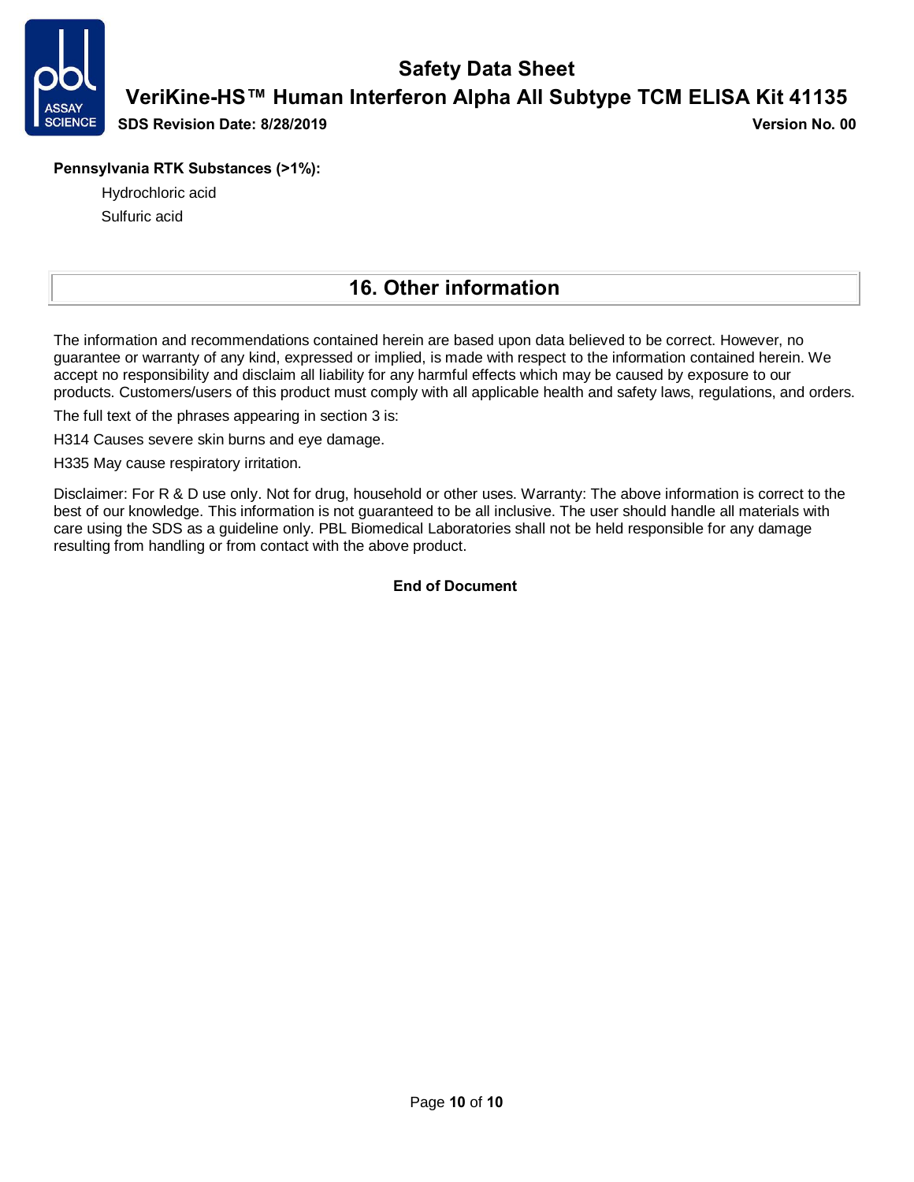**Pennsylvania RTK Substances (>1%):**

Hydrochloric acid

Sulfuric acid

## 16. Other information

The information and recommendations contained herein are based upon data believed to be correct. However, no guarantee or warranty of any kind, expressed or implied, is made with respect to the information contained herein. We accept no responsibility and disclaim all liability for any harmful effects which may be caused by exposure to our products. Customers/users of this product must comply with all applicable health and safety laws, regulations, and orders.

The full text of the phrases appearing in section 3 is:

H314 Causes severe skin burns and eye damage.

H335 May cause respiratory irritation.

Disclaimer: For R & D use only. Not for drug, household or other uses. Warranty: The above information is correct to the best of our knowledge. This information is not guaranteed to be all inclusive. The user should handle all materials with care using the SDS as a guideline only. PBL Biomedical Laboratories shall not be held responsible for any damage resulting from handling or from contact with the above product.

**End of Document**